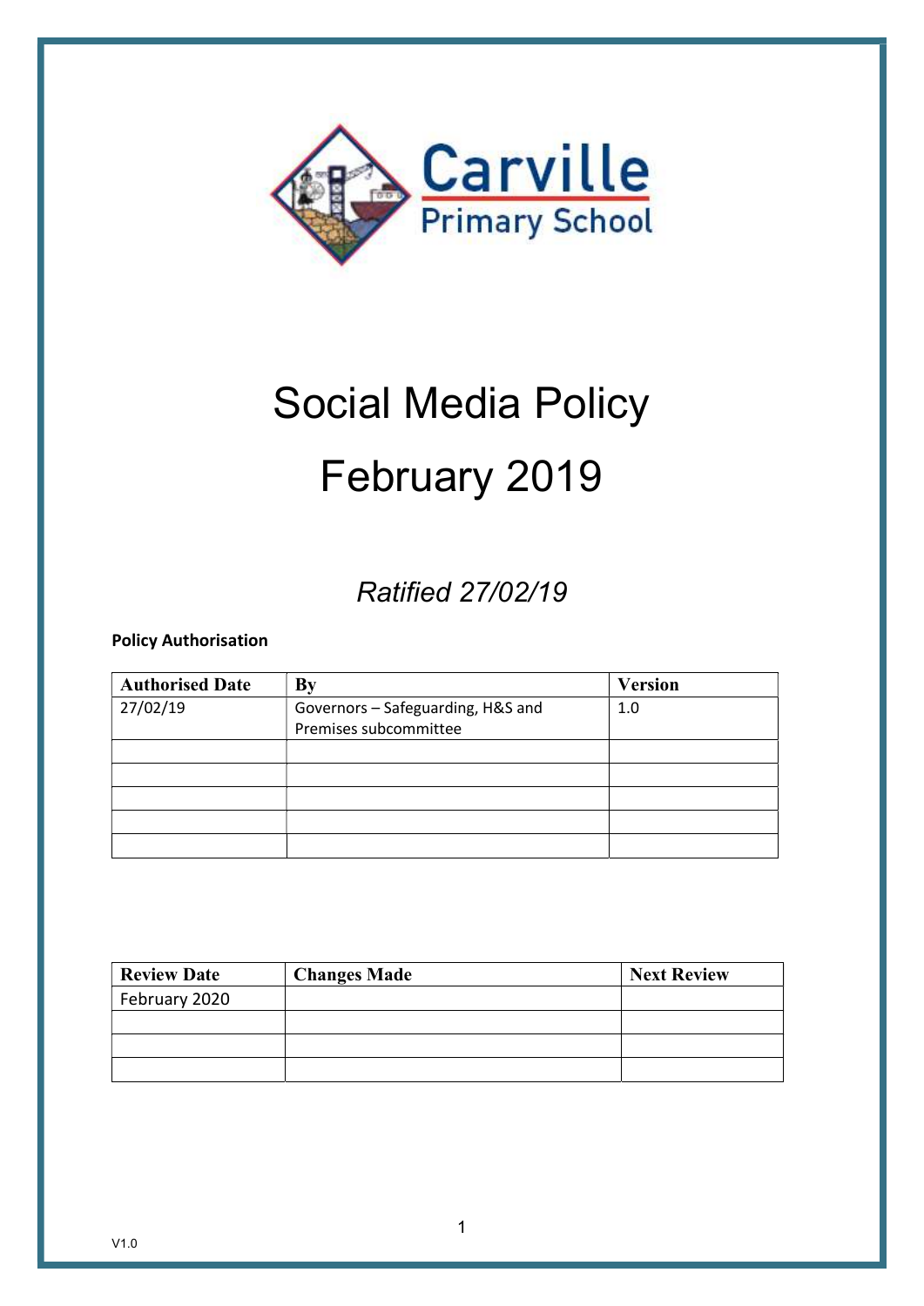Carville

Primary School

# Social Media Policy

# February 2019

*Ratified 27/02/19*

**Policy Authorisation**

| Authorised Date | By | Version |
|---|---|---|
| 27/02/19 | Governors – Safeguarding, H&S and Premises subcommittee | 1.0 |
| | | |
| | | |
| | | |
| | | |
| | | |

| Review Date | Changes Made | Next Review |
|---|---|---|
| February 2020 | | |
| | | |
| | | |
| | | |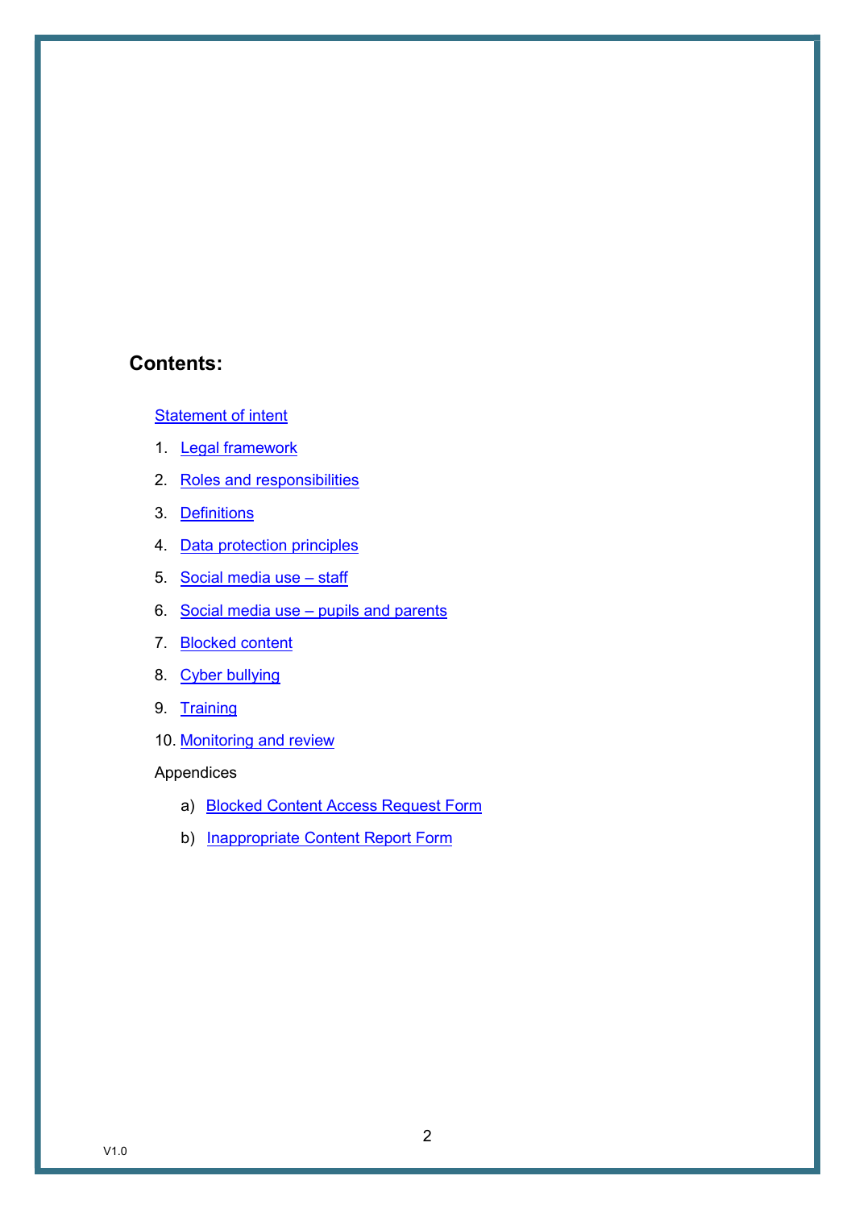## Contents:

Statement of intent

1. Legal framework
2. Roles and responsibilities
3. Definitions
4. Data protection principles
5. Social media use – staff
6. Social media use – pupils and parents
7. Blocked content
8. Cyber bullying
9. Training
10. Monitoring and review

Appendices

a) Blocked Content Access Request Form

b) Inappropriate Content Report Form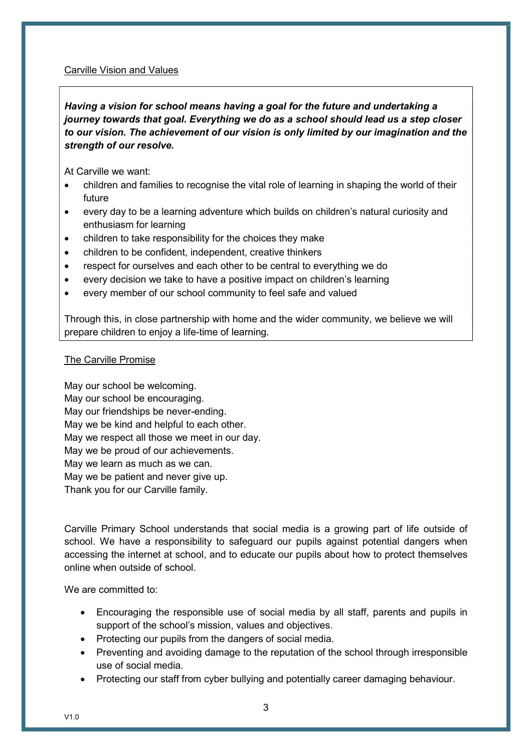## Carville Vision and Values

***Having a vision for school means having a goal for the future and undertaking a journey towards that goal. Everything we do as a school should lead us a step closer to our vision. The achievement of our vision is only limited by our imagination and the strength of our resolve.***

At Carville we want:

- children and families to recognise the vital role of learning in shaping the world of their future
- every day to be a learning adventure which builds on children's natural curiosity and enthusiasm for learning
- children to take responsibility for the choices they make
- children to be confident, independent, creative thinkers
- respect for ourselves and each other to be central to everything we do
- every decision we take to have a positive impact on children's learning
- every member of our school community to feel safe and valued

Through this, in close partnership with home and the wider community, we believe we will prepare children to enjoy a life-time of learning.

## The Carville Promise

May our school be welcoming.
May our school be encouraging.
May our friendships be never-ending.
May we be kind and helpful to each other.
May we respect all those we meet in our day.
May we be proud of our achievements.
May we learn as much as we can.
May we be patient and never give up.
Thank you for our Carville family.

Carville Primary School understands that social media is a growing part of life outside of school. We have a responsibility to safeguard our pupils against potential dangers when accessing the internet at school, and to educate our pupils about how to protect themselves online when outside of school.

We are committed to:

- Encouraging the responsible use of social media by all staff, parents and pupils in support of the school's mission, values and objectives.
- Protecting our pupils from the dangers of social media.
- Preventing and avoiding damage to the reputation of the school through irresponsible use of social media.
- Protecting our staff from cyber bullying and potentially career damaging behaviour.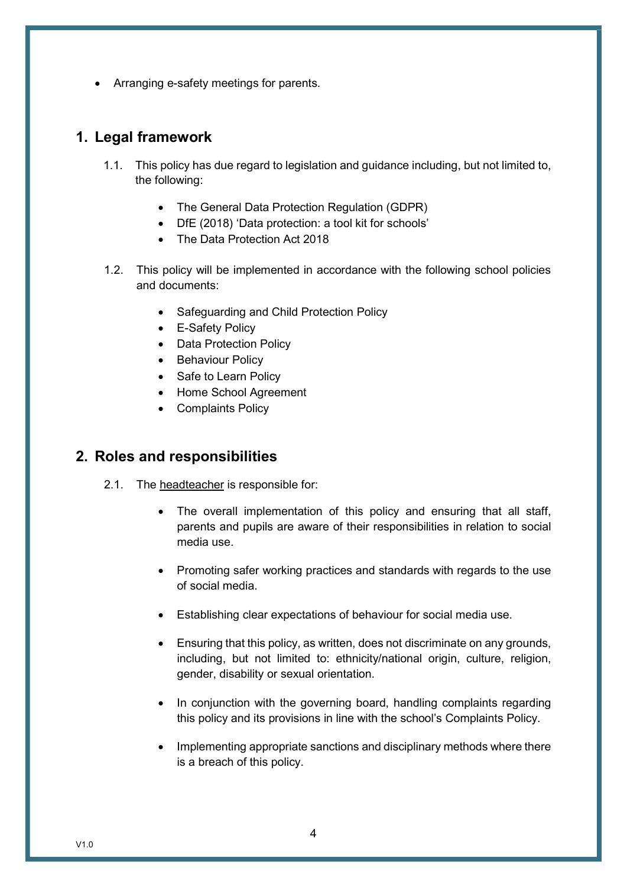- Arranging e-safety meetings for parents.

## 1. Legal framework

1.1. This policy has due regard to legislation and guidance including, but not limited to, the following:

- The General Data Protection Regulation (GDPR)
- DfE (2018) 'Data protection: a tool kit for schools'
- The Data Protection Act 2018

1.2. This policy will be implemented in accordance with the following school policies and documents:

- Safeguarding and Child Protection Policy
- E-Safety Policy
- Data Protection Policy
- Behaviour Policy
- Safe to Learn Policy
- Home School Agreement
- Complaints Policy

## 2. Roles and responsibilities

2.1. The headteacher is responsible for:

- The overall implementation of this policy and ensuring that all staff, parents and pupils are aware of their responsibilities in relation to social media use.
- Promoting safer working practices and standards with regards to the use of social media.
- Establishing clear expectations of behaviour for social media use.
- Ensuring that this policy, as written, does not discriminate on any grounds, including, but not limited to: ethnicity/national origin, culture, religion, gender, disability or sexual orientation.
- In conjunction with the governing board, handling complaints regarding this policy and its provisions in line with the school's Complaints Policy.
- Implementing appropriate sanctions and disciplinary methods where there is a breach of this policy.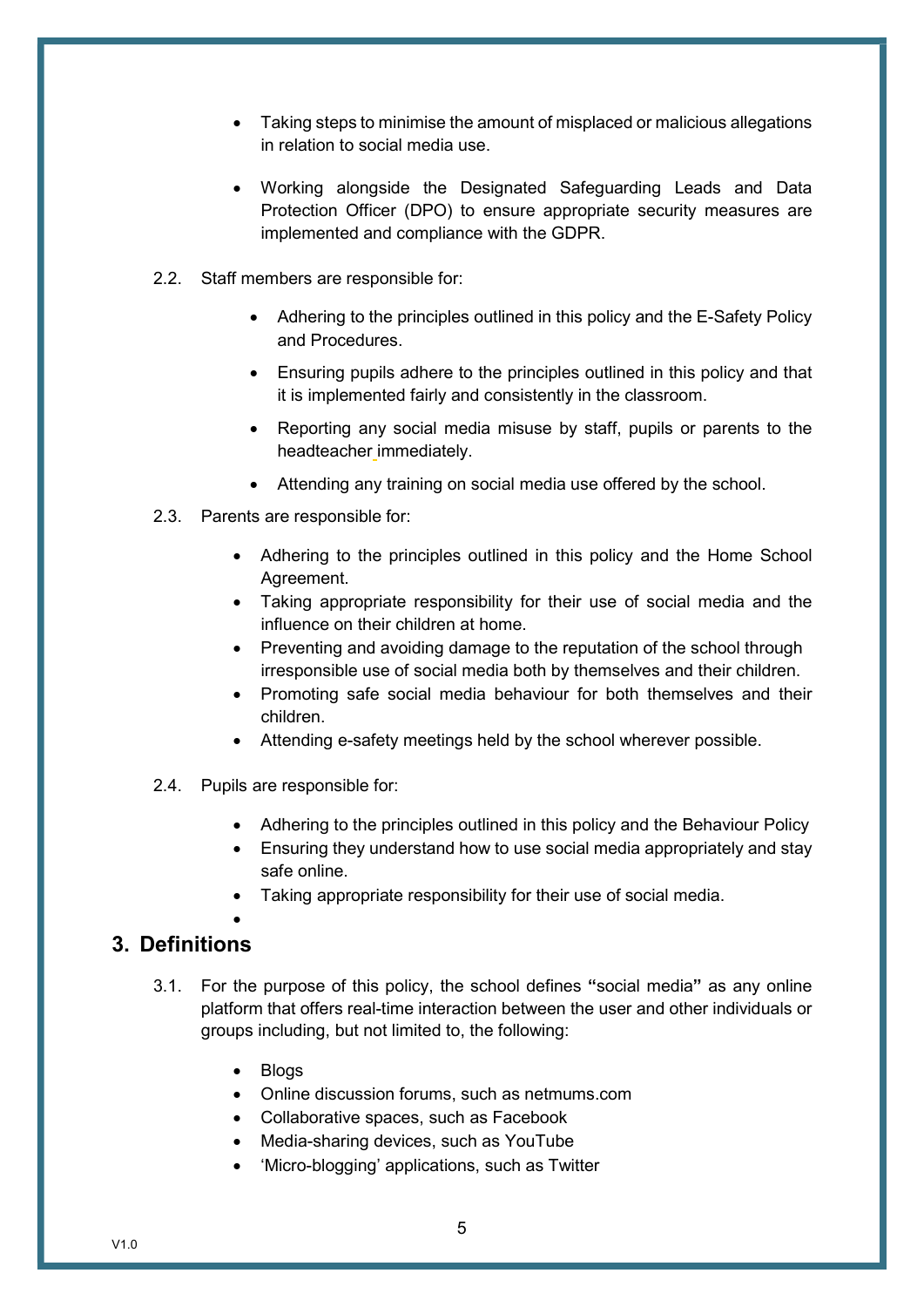- Taking steps to minimise the amount of misplaced or malicious allegations in relation to social media use.
- Working alongside the Designated Safeguarding Leads and Data Protection Officer (DPO) to ensure appropriate security measures are implemented and compliance with the GDPR.

2.2. Staff members are responsible for:

- Adhering to the principles outlined in this policy and the E-Safety Policy and Procedures.
- Ensuring pupils adhere to the principles outlined in this policy and that it is implemented fairly and consistently in the classroom.
- Reporting any social media misuse by staff, pupils or parents to the headteacher immediately.
- Attending any training on social media use offered by the school.

2.3. Parents are responsible for:

- Adhering to the principles outlined in this policy and the Home School Agreement.
- Taking appropriate responsibility for their use of social media and the influence on their children at home.
- Preventing and avoiding damage to the reputation of the school through irresponsible use of social media both by themselves and their children.
- Promoting safe social media behaviour for both themselves and their children.
- Attending e-safety meetings held by the school wherever possible.

2.4. Pupils are responsible for:

- Adhering to the principles outlined in this policy and the Behaviour Policy
- Ensuring they understand how to use social media appropriately and stay safe online.
- Taking appropriate responsibility for their use of social media.

## 3. Definitions

3.1. For the purpose of this policy, the school defines **"**social media**"** as any online platform that offers real-time interaction between the user and other individuals or groups including, but not limited to, the following:

- Blogs
- Online discussion forums, such as netmums.com
- Collaborative spaces, such as Facebook
- Media-sharing devices, such as YouTube
- 'Micro-blogging' applications, such as Twitter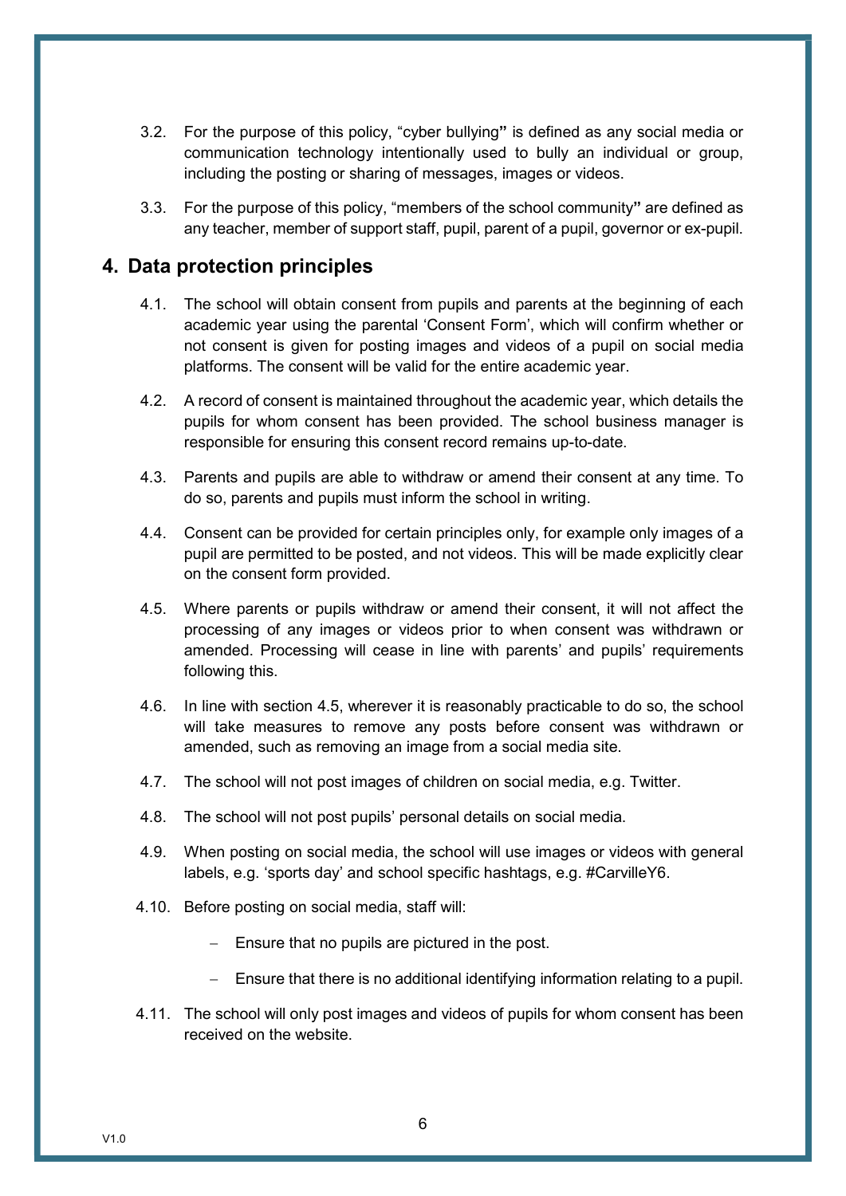3.2. For the purpose of this policy, “cyber bullying**”** is defined as any social media or communication technology intentionally used to bully an individual or group, including the posting or sharing of messages, images or videos.

3.3. For the purpose of this policy, “members of the school community**”** are defined as any teacher, member of support staff, pupil, parent of a pupil, governor or ex-pupil.

## 4. Data protection principles

4.1. The school will obtain consent from pupils and parents at the beginning of each academic year using the parental ‘Consent Form’, which will confirm whether or not consent is given for posting images and videos of a pupil on social media platforms. The consent will be valid for the entire academic year.

4.2. A record of consent is maintained throughout the academic year, which details the pupils for whom consent has been provided. The school business manager is responsible for ensuring this consent record remains up-to-date.

4.3. Parents and pupils are able to withdraw or amend their consent at any time. To do so, parents and pupils must inform the school in writing.

4.4. Consent can be provided for certain principles only, for example only images of a pupil are permitted to be posted, and not videos. This will be made explicitly clear on the consent form provided.

4.5. Where parents or pupils withdraw or amend their consent, it will not affect the processing of any images or videos prior to when consent was withdrawn or amended. Processing will cease in line with parents’ and pupils’ requirements following this.

4.6. In line with section 4.5, wherever it is reasonably practicable to do so, the school will take measures to remove any posts before consent was withdrawn or amended, such as removing an image from a social media site.

4.7. The school will not post images of children on social media, e.g. Twitter.

4.8. The school will not post pupils’ personal details on social media.

4.9. When posting on social media, the school will use images or videos with general labels, e.g. ‘sports day’ and school specific hashtags, e.g. #CarvilleY6.

4.10. Before posting on social media, staff will:

- Ensure that no pupils are pictured in the post.
- Ensure that there is no additional identifying information relating to a pupil.

4.11. The school will only post images and videos of pupils for whom consent has been received on the website.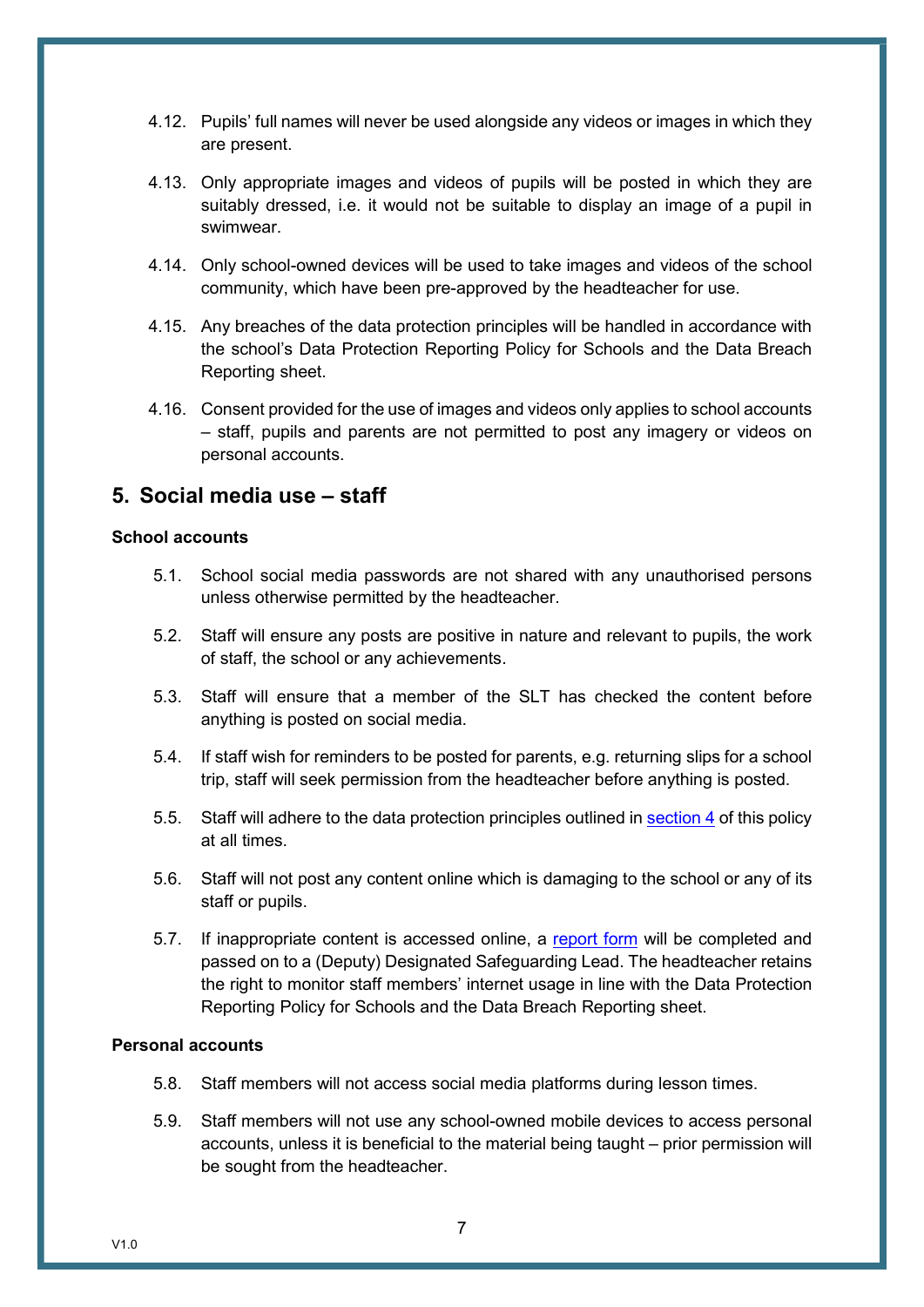4.12. Pupils' full names will never be used alongside any videos or images in which they are present.

4.13. Only appropriate images and videos of pupils will be posted in which they are suitably dressed, i.e. it would not be suitable to display an image of a pupil in swimwear.

4.14. Only school-owned devices will be used to take images and videos of the school community, which have been pre-approved by the headteacher for use.

4.15. Any breaches of the data protection principles will be handled in accordance with the school's Data Protection Reporting Policy for Schools and the Data Breach Reporting sheet.

4.16. Consent provided for the use of images and videos only applies to school accounts – staff, pupils and parents are not permitted to post any imagery or videos on personal accounts.

## 5. Social media use – staff

**School accounts**

5.1. School social media passwords are not shared with any unauthorised persons unless otherwise permitted by the headteacher.

5.2. Staff will ensure any posts are positive in nature and relevant to pupils, the work of staff, the school or any achievements.

5.3. Staff will ensure that a member of the SLT has checked the content before anything is posted on social media.

5.4. If staff wish for reminders to be posted for parents, e.g. returning slips for a school trip, staff will seek permission from the headteacher before anything is posted.

5.5. Staff will adhere to the data protection principles outlined in [section 4](#) of this policy at all times.

5.6. Staff will not post any content online which is damaging to the school or any of its staff or pupils.

5.7. If inappropriate content is accessed online, a [report form](#) will be completed and passed on to a (Deputy) Designated Safeguarding Lead. The headteacher retains the right to monitor staff members' internet usage in line with the Data Protection Reporting Policy for Schools and the Data Breach Reporting sheet.

**Personal accounts**

5.8. Staff members will not access social media platforms during lesson times.

5.9. Staff members will not use any school-owned mobile devices to access personal accounts, unless it is beneficial to the material being taught – prior permission will be sought from the headteacher.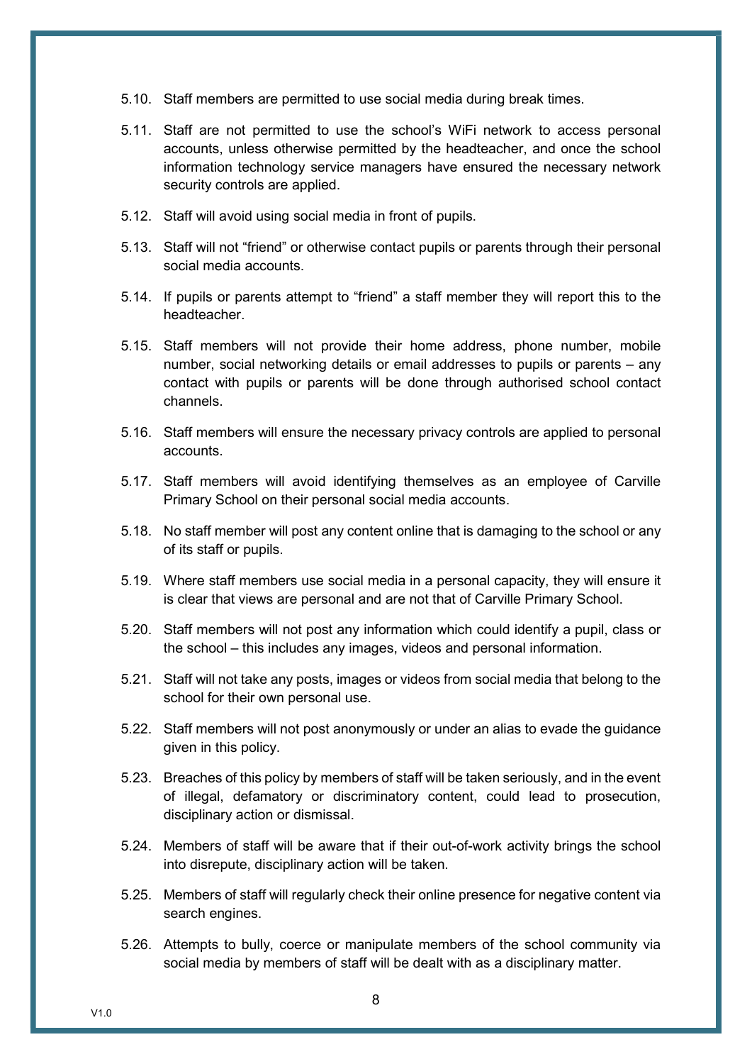5.10. Staff members are permitted to use social media during break times.

5.11. Staff are not permitted to use the school's WiFi network to access personal accounts, unless otherwise permitted by the headteacher, and once the school information technology service managers have ensured the necessary network security controls are applied.

5.12. Staff will avoid using social media in front of pupils.

5.13. Staff will not "friend" or otherwise contact pupils or parents through their personal social media accounts.

5.14. If pupils or parents attempt to "friend" a staff member they will report this to the headteacher.

5.15. Staff members will not provide their home address, phone number, mobile number, social networking details or email addresses to pupils or parents – any contact with pupils or parents will be done through authorised school contact channels.

5.16. Staff members will ensure the necessary privacy controls are applied to personal accounts.

5.17. Staff members will avoid identifying themselves as an employee of Carville Primary School on their personal social media accounts.

5.18. No staff member will post any content online that is damaging to the school or any of its staff or pupils.

5.19. Where staff members use social media in a personal capacity, they will ensure it is clear that views are personal and are not that of Carville Primary School.

5.20. Staff members will not post any information which could identify a pupil, class or the school – this includes any images, videos and personal information.

5.21. Staff will not take any posts, images or videos from social media that belong to the school for their own personal use.

5.22. Staff members will not post anonymously or under an alias to evade the guidance given in this policy.

5.23. Breaches of this policy by members of staff will be taken seriously, and in the event of illegal, defamatory or discriminatory content, could lead to prosecution, disciplinary action or dismissal.

5.24. Members of staff will be aware that if their out-of-work activity brings the school into disrepute, disciplinary action will be taken.

5.25. Members of staff will regularly check their online presence for negative content via search engines.

5.26. Attempts to bully, coerce or manipulate members of the school community via social media by members of staff will be dealt with as a disciplinary matter.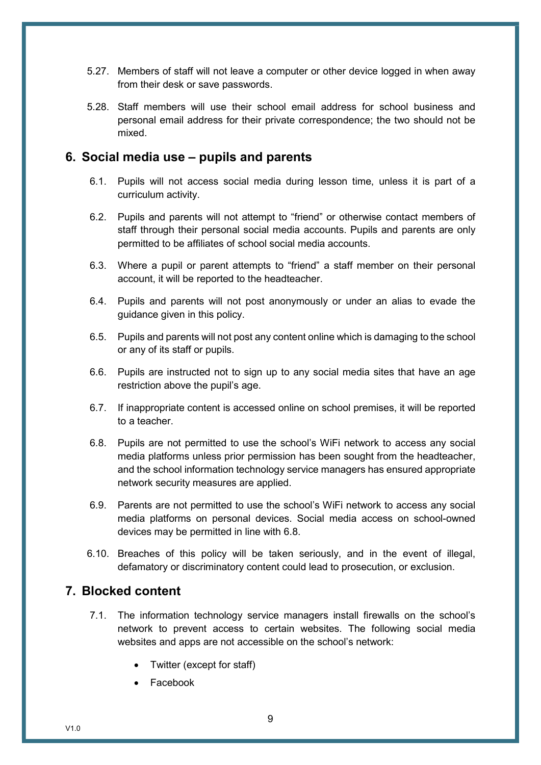5.27. Members of staff will not leave a computer or other device logged in when away from their desk or save passwords.

5.28. Staff members will use their school email address for school business and personal email address for their private correspondence; the two should not be mixed.

## 6. Social media use – pupils and parents

6.1. Pupils will not access social media during lesson time, unless it is part of a curriculum activity.

6.2. Pupils and parents will not attempt to "friend" or otherwise contact members of staff through their personal social media accounts. Pupils and parents are only permitted to be affiliates of school social media accounts.

6.3. Where a pupil or parent attempts to "friend" a staff member on their personal account, it will be reported to the headteacher.

6.4. Pupils and parents will not post anonymously or under an alias to evade the guidance given in this policy.

6.5. Pupils and parents will not post any content online which is damaging to the school or any of its staff or pupils.

6.6. Pupils are instructed not to sign up to any social media sites that have an age restriction above the pupil's age.

6.7. If inappropriate content is accessed online on school premises, it will be reported to a teacher.

6.8. Pupils are not permitted to use the school's WiFi network to access any social media platforms unless prior permission has been sought from the headteacher, and the school information technology service managers has ensured appropriate network security measures are applied.

6.9. Parents are not permitted to use the school's WiFi network to access any social media platforms on personal devices. Social media access on school-owned devices may be permitted in line with 6.8.

6.10. Breaches of this policy will be taken seriously, and in the event of illegal, defamatory or discriminatory content could lead to prosecution, or exclusion.

## 7. Blocked content

7.1. The information technology service managers install firewalls on the school's network to prevent access to certain websites. The following social media websites and apps are not accessible on the school's network:

- Twitter (except for staff)
- Facebook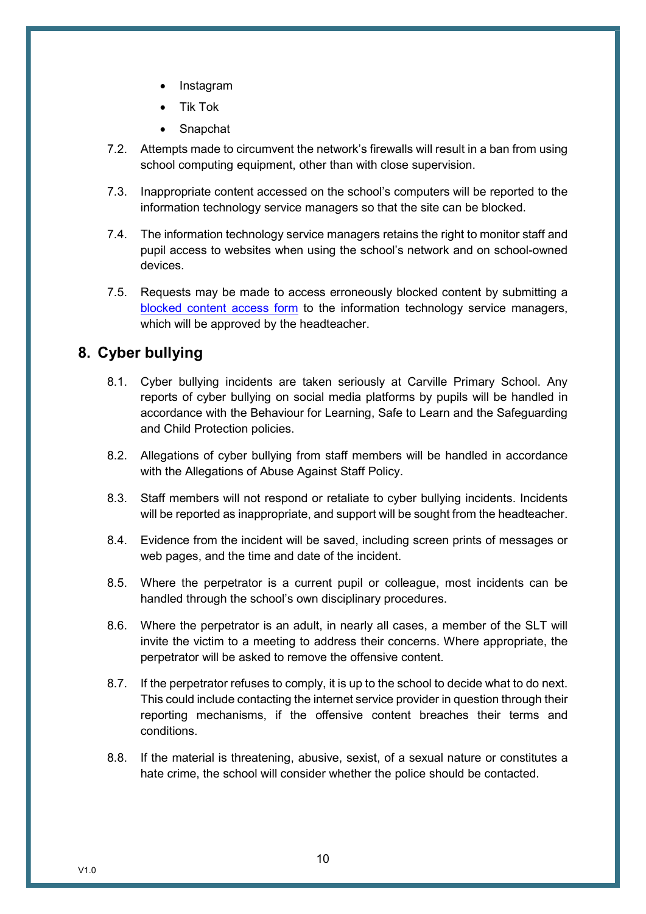- Instagram
- Tik Tok
- Snapchat

7.2. Attempts made to circumvent the network's firewalls will result in a ban from using school computing equipment, other than with close supervision.

7.3. Inappropriate content accessed on the school's computers will be reported to the information technology service managers so that the site can be blocked.

7.4. The information technology service managers retains the right to monitor staff and pupil access to websites when using the school's network and on school-owned devices.

7.5. Requests may be made to access erroneously blocked content by submitting a blocked content access form to the information technology service managers, which will be approved by the headteacher.

## 8. Cyber bullying

8.1. Cyber bullying incidents are taken seriously at Carville Primary School. Any reports of cyber bullying on social media platforms by pupils will be handled in accordance with the Behaviour for Learning, Safe to Learn and the Safeguarding and Child Protection policies.

8.2. Allegations of cyber bullying from staff members will be handled in accordance with the Allegations of Abuse Against Staff Policy.

8.3. Staff members will not respond or retaliate to cyber bullying incidents. Incidents will be reported as inappropriate, and support will be sought from the headteacher.

8.4. Evidence from the incident will be saved, including screen prints of messages or web pages, and the time and date of the incident.

8.5. Where the perpetrator is a current pupil or colleague, most incidents can be handled through the school's own disciplinary procedures.

8.6. Where the perpetrator is an adult, in nearly all cases, a member of the SLT will invite the victim to a meeting to address their concerns. Where appropriate, the perpetrator will be asked to remove the offensive content.

8.7. If the perpetrator refuses to comply, it is up to the school to decide what to do next. This could include contacting the internet service provider in question through their reporting mechanisms, if the offensive content breaches their terms and conditions.

8.8. If the material is threatening, abusive, sexist, of a sexual nature or constitutes a hate crime, the school will consider whether the police should be contacted.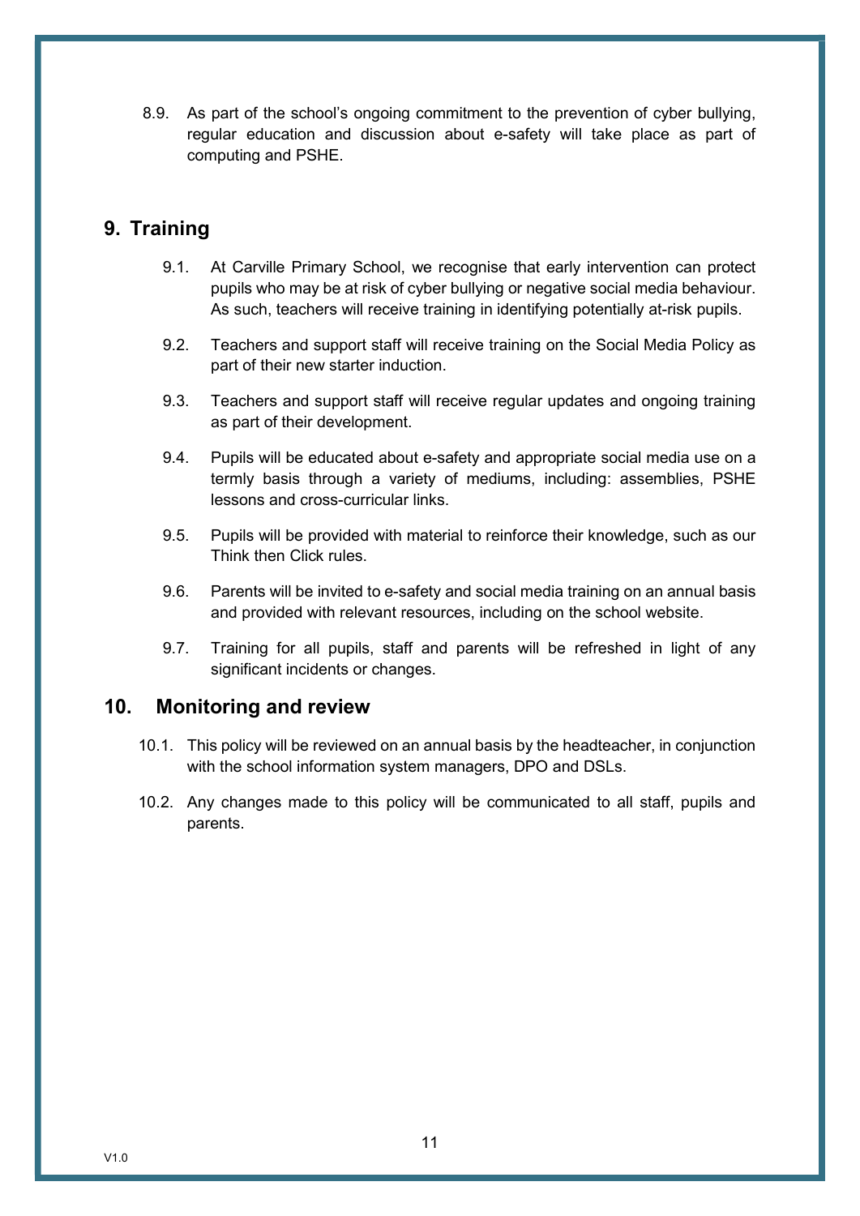8.9. As part of the school's ongoing commitment to the prevention of cyber bullying, regular education and discussion about e-safety will take place as part of computing and PSHE.

## 9. Training

9.1. At Carville Primary School, we recognise that early intervention can protect pupils who may be at risk of cyber bullying or negative social media behaviour. As such, teachers will receive training in identifying potentially at-risk pupils.

9.2. Teachers and support staff will receive training on the Social Media Policy as part of their new starter induction.

9.3. Teachers and support staff will receive regular updates and ongoing training as part of their development.

9.4. Pupils will be educated about e-safety and appropriate social media use on a termly basis through a variety of mediums, including: assemblies, PSHE lessons and cross-curricular links.

9.5. Pupils will be provided with material to reinforce their knowledge, such as our Think then Click rules.

9.6. Parents will be invited to e-safety and social media training on an annual basis and provided with relevant resources, including on the school website.

9.7. Training for all pupils, staff and parents will be refreshed in light of any significant incidents or changes.

## 10. Monitoring and review

10.1. This policy will be reviewed on an annual basis by the headteacher, in conjunction with the school information system managers, DPO and DSLs.

10.2. Any changes made to this policy will be communicated to all staff, pupils and parents.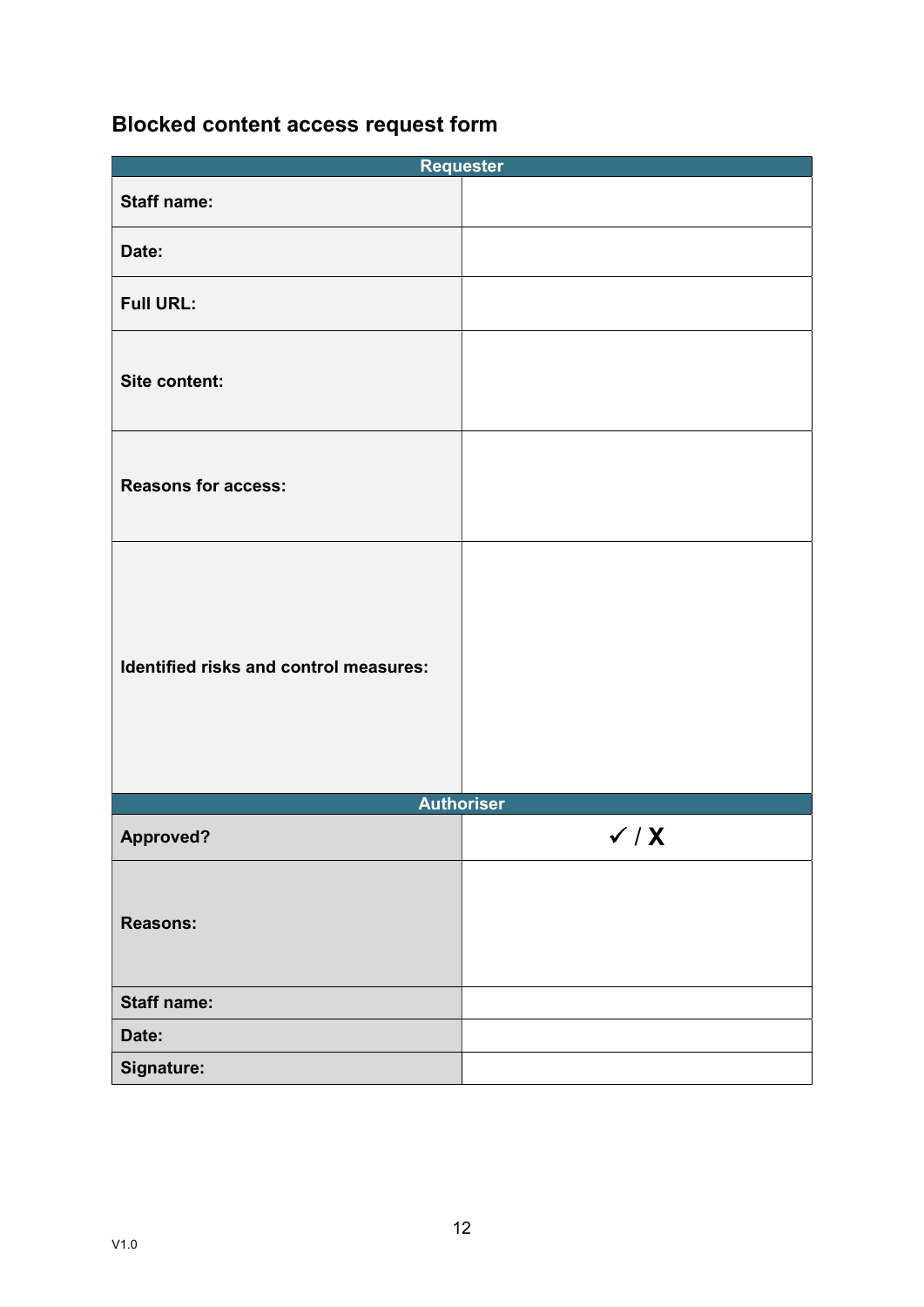## Blocked content access request form

| Requester | |
|---|---|
| **Staff name:** | |
| **Date:** | |
| **Full URL:** | |
| **Site content:** | |
| **Reasons for access:** | |
| **Identified risks and control measures:** | |
| **Authoriser** | |
| **Approved?** | ✓ / **X** |
| **Reasons:** | |
| **Staff name:** | |
| **Date:** | |
| **Signature:** | |

V1.0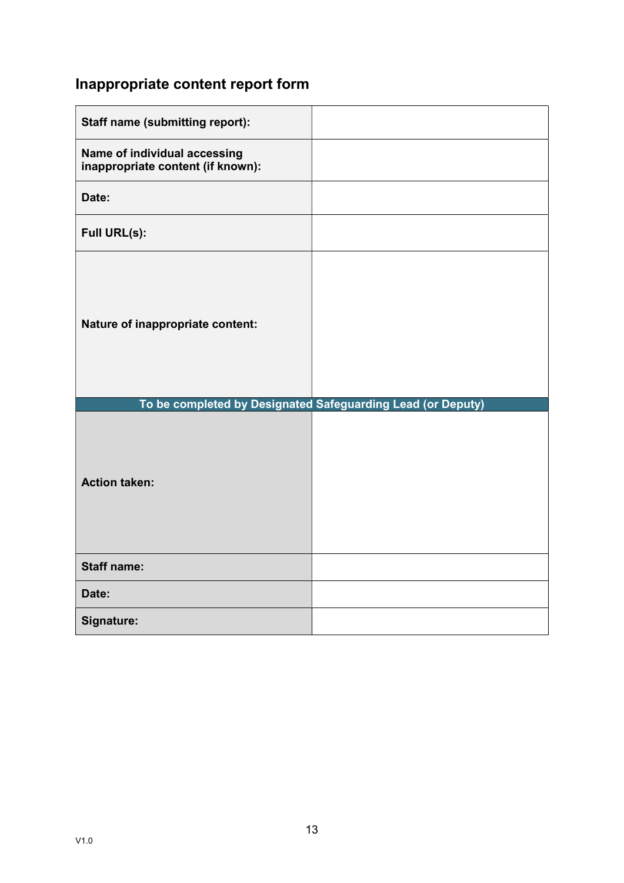## Inappropriate content report form

| | |
|---|---|
| **Staff name (submitting report):** | |
| **Name of individual accessing inappropriate content (if known):** | |
| **Date:** | |
| **Full URL(s):** | |
| **Nature of inappropriate content:** | |
| **To be completed by Designated Safeguarding Lead (or Deputy)** | |
| **Action taken:** | |
| **Staff name:** | |
| **Date:** | |
| **Signature:** | |

V1.0